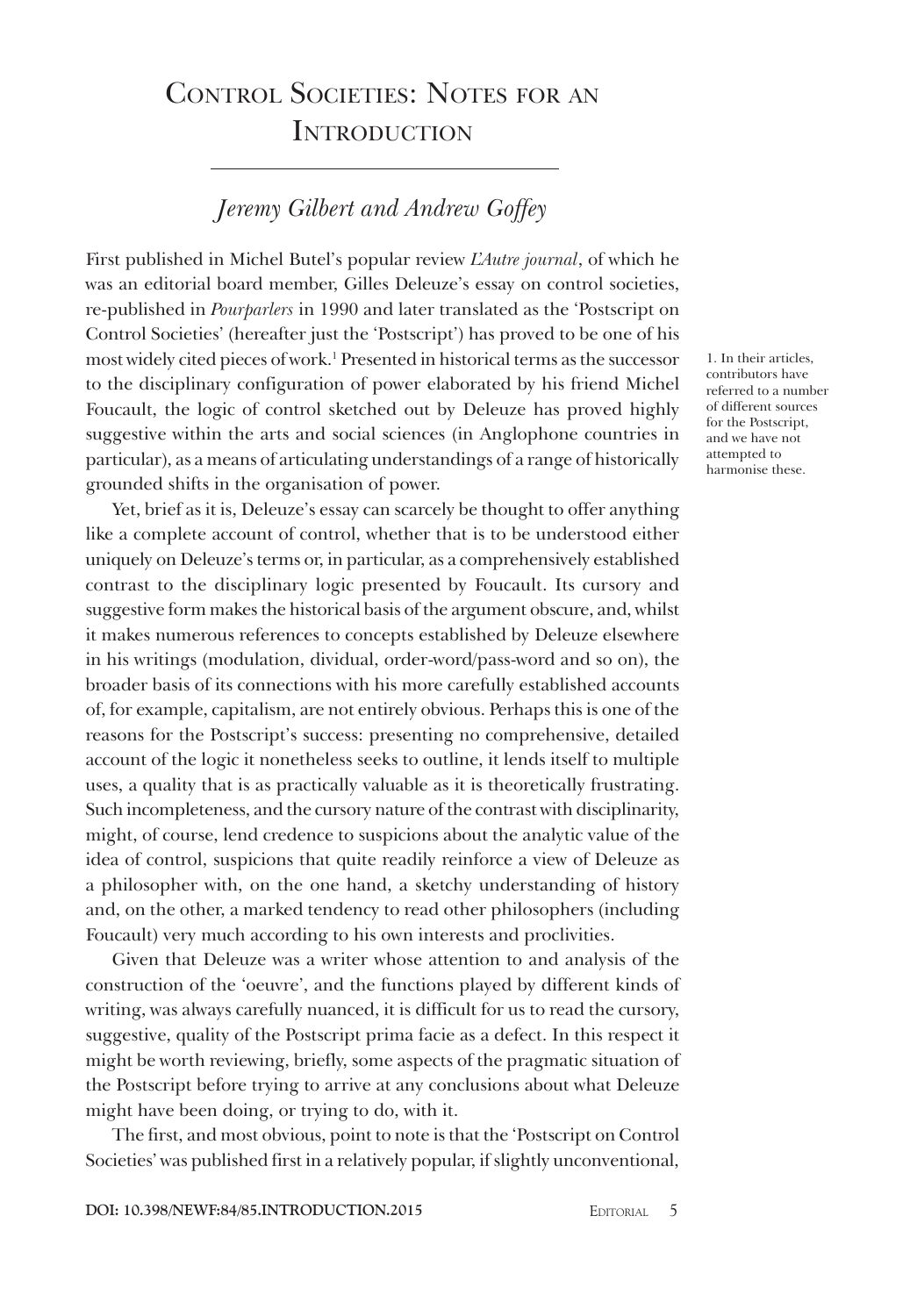# Control Societies: Notes for an Introduction

*Jeremy Gilbert and Andrew Goffey*

First published in Michel Butel's popular review *L'Autre journal*, of which he was an editorial board member, Gilles Deleuze's essay on control societies, re-published in *Pourparlers* in 1990 and later translated as the 'Postscript on Control Societies' (hereafter just the 'Postscript') has proved to be one of his most widely cited pieces of work.[1] Presented in historical terms as the successor to the disciplinary configuration of power elaborated by his friend Michel Foucault, the logic of control sketched out by Deleuze has proved highly suggestive within the arts and social sciences (in Anglophone countries in particular), as a means of articulating understandings of a range of historically grounded shifts in the organisation of power.

1. In their articles, contributors have referred to a number of different sources for the Postscript, and we have not attempted to harmonise these.

Yet, brief as it is, Deleuze's essay can scarcely be thought to offer anything like a complete account of control, whether that is to be understood either uniquely on Deleuze's terms or, in particular, as a comprehensively established contrast to the disciplinary logic presented by Foucault. Its cursory and suggestive form makes the historical basis of the argument obscure, and, whilst it makes numerous references to concepts established by Deleuze elsewhere in his writings (modulation, dividual, order-word/pass-word and so on), the broader basis of its connections with his more carefully established accounts of, for example, capitalism, are not entirely obvious. Perhaps this is one of the reasons for the Postscript's success: presenting no comprehensive, detailed account of the logic it nonetheless seeks to outline, it lends itself to multiple uses, a quality that is as practically valuable as it is theoretically frustrating. Such incompleteness, and the cursory nature of the contrast with disciplinarity, might, of course, lend credence to suspicions about the analytic value of the idea of control, suspicions that quite readily reinforce a view of Deleuze as a philosopher with, on the one hand, a sketchy understanding of history and, on the other, a marked tendency to read other philosophers (including Foucault) very much according to his own interests and proclivities.

Given that Deleuze was a writer whose attention to and analysis of the construction of the 'oeuvre', and the functions played by different kinds of writing, was always carefully nuanced, it is difficult for us to read the cursory, suggestive, quality of the Postscript prima facie as a defect. In this respect it might be worth reviewing, briefly, some aspects of the pragmatic situation of the Postscript before trying to arrive at any conclusions about what Deleuze might have been doing, or trying to do, with it.

The first, and most obvious, point to note is that the 'Postscript on Control Societies' was published first in a relatively popular, if slightly unconventional,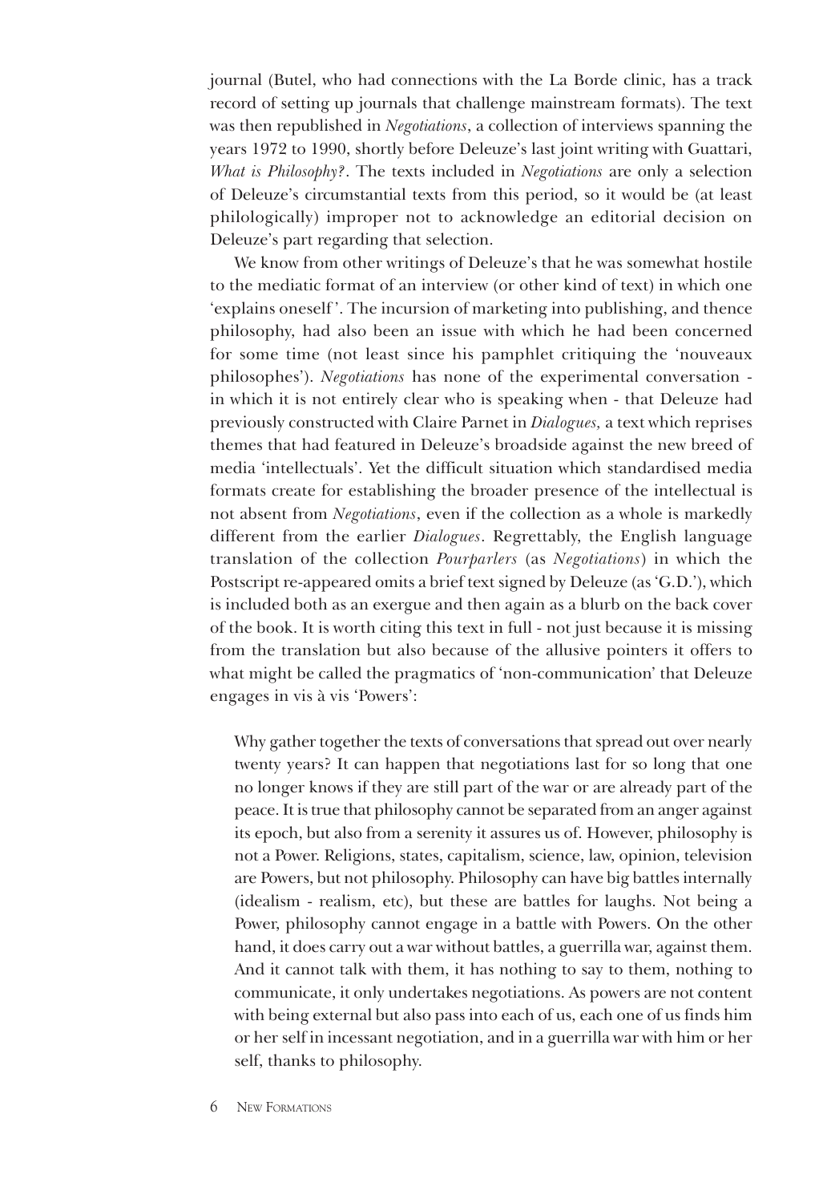journal (Butel, who had connections with the La Borde clinic, has a track record of setting up journals that challenge mainstream formats). The text was then republished in *Negotiations*, a collection of interviews spanning the years 1972 to 1990, shortly before Deleuze's last joint writing with Guattari, *What is Philosophy?*. The texts included in *Negotiations* are only a selection of Deleuze's circumstantial texts from this period, so it would be (at least philologically) improper not to acknowledge an editorial decision on Deleuze's part regarding that selection.

We know from other writings of Deleuze's that he was somewhat hostile to the mediatic format of an interview (or other kind of text) in which one 'explains oneself'. The incursion of marketing into publishing, and thence philosophy, had also been an issue with which he had been concerned for some time (not least since his pamphlet critiquing the 'nouveaux philosophes'). *Negotiations* has none of the experimental conversation - in which it is not entirely clear who is speaking when - that Deleuze had previously constructed with Claire Parnet in *Dialogues,* a text which reprises themes that had featured in Deleuze's broadside against the new breed of media 'intellectuals'. Yet the difficult situation which standardised media formats create for establishing the broader presence of the intellectual is not absent from *Negotiations*, even if the collection as a whole is markedly different from the earlier *Dialogues*. Regrettably, the English language translation of the collection *Pourparlers* (as *Negotiations*) in which the Postscript re-appeared omits a brief text signed by Deleuze (as 'G.D.'), which is included both as an exergue and then again as a blurb on the back cover of the book. It is worth citing this text in full - not just because it is missing from the translation but also because of the allusive pointers it offers to what might be called the pragmatics of 'non-communication' that Deleuze engages in vis à vis 'Powers':

> Why gather together the texts of conversations that spread out over nearly twenty years? It can happen that negotiations last for so long that one no longer knows if they are still part of the war or are already part of the peace. It is true that philosophy cannot be separated from an anger against its epoch, but also from a serenity it assures us of. However, philosophy is not a Power. Religions, states, capitalism, science, law, opinion, television are Powers, but not philosophy. Philosophy can have big battles internally (idealism - realism, etc), but these are battles for laughs. Not being a Power, philosophy cannot engage in a battle with Powers. On the other hand, it does carry out a war without battles, a guerrilla war, against them. And it cannot talk with them, it has nothing to say to them, nothing to communicate, it only undertakes negotiations. As powers are not content with being external but also pass into each of us, each one of us finds him or her self in incessant negotiation, and in a guerrilla war with him or her self, thanks to philosophy.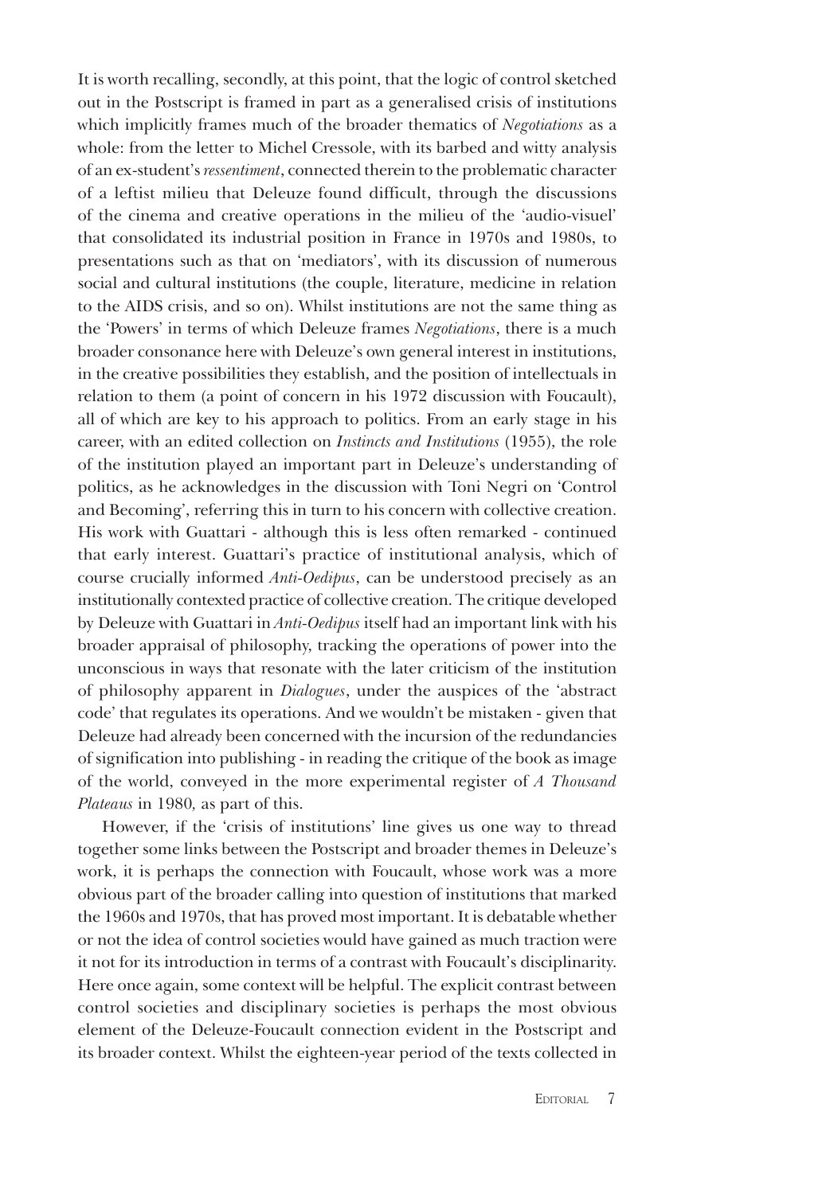It is worth recalling, secondly, at this point, that the logic of control sketched out in the Postscript is framed in part as a generalised crisis of institutions which implicitly frames much of the broader thematics of *Negotiations* as a whole: from the letter to Michel Cressole, with its barbed and witty analysis of an ex-student's *ressentiment*, connected therein to the problematic character of a leftist milieu that Deleuze found difficult, through the discussions of the cinema and creative operations in the milieu of the 'audio-visuel' that consolidated its industrial position in France in 1970s and 1980s, to presentations such as that on 'mediators', with its discussion of numerous social and cultural institutions (the couple, literature, medicine in relation to the AIDS crisis, and so on). Whilst institutions are not the same thing as the 'Powers' in terms of which Deleuze frames *Negotiations*, there is a much broader consonance here with Deleuze's own general interest in institutions, in the creative possibilities they establish, and the position of intellectuals in relation to them (a point of concern in his 1972 discussion with Foucault), all of which are key to his approach to politics. From an early stage in his career, with an edited collection on *Instincts and Institutions* (1955), the role of the institution played an important part in Deleuze's understanding of politics, as he acknowledges in the discussion with Toni Negri on 'Control and Becoming', referring this in turn to his concern with collective creation. His work with Guattari - although this is less often remarked - continued that early interest. Guattari's practice of institutional analysis, which of course crucially informed *Anti-Oedipus*, can be understood precisely as an institutionally contexted practice of collective creation. The critique developed by Deleuze with Guattari in *Anti-Oedipus* itself had an important link with his broader appraisal of philosophy, tracking the operations of power into the unconscious in ways that resonate with the later criticism of the institution of philosophy apparent in *Dialogues*, under the auspices of the 'abstract code' that regulates its operations. And we wouldn't be mistaken - given that Deleuze had already been concerned with the incursion of the redundancies of signification into publishing - in reading the critique of the book as image of the world, conveyed in the more experimental register of *A Thousand Plateaus* in 1980, as part of this.

However, if the 'crisis of institutions' line gives us one way to thread together some links between the Postscript and broader themes in Deleuze's work, it is perhaps the connection with Foucault, whose work was a more obvious part of the broader calling into question of institutions that marked the 1960s and 1970s, that has proved most important. It is debatable whether or not the idea of control societies would have gained as much traction were it not for its introduction in terms of a contrast with Foucault's disciplinarity. Here once again, some context will be helpful. The explicit contrast between control societies and disciplinary societies is perhaps the most obvious element of the Deleuze-Foucault connection evident in the Postscript and its broader context. Whilst the eighteen-year period of the texts collected in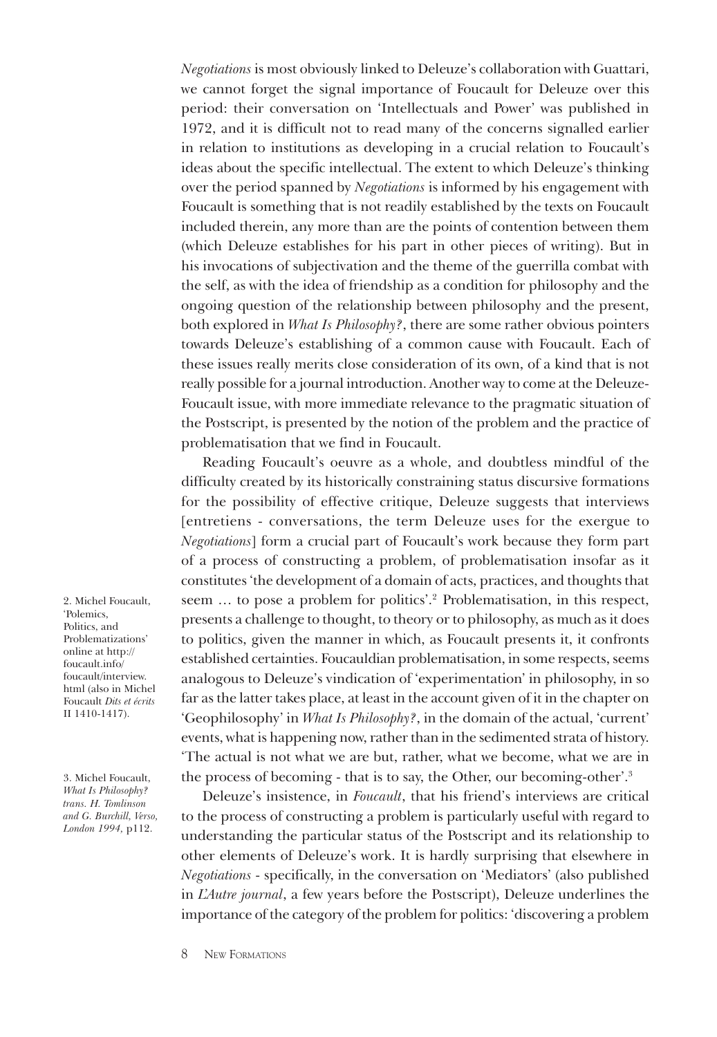*Negotiations* is most obviously linked to Deleuze's collaboration with Guattari, we cannot forget the signal importance of Foucault for Deleuze over this period: their conversation on 'Intellectuals and Power' was published in 1972, and it is difficult not to read many of the concerns signalled earlier in relation to institutions as developing in a crucial relation to Foucault's ideas about the specific intellectual. The extent to which Deleuze's thinking over the period spanned by *Negotiations* is informed by his engagement with Foucault is something that is not readily established by the texts on Foucault included therein, any more than are the points of contention between them (which Deleuze establishes for his part in other pieces of writing). But in his invocations of subjectivation and the theme of the guerrilla combat with the self, as with the idea of friendship as a condition for philosophy and the ongoing question of the relationship between philosophy and the present, both explored in *What Is Philosophy?*, there are some rather obvious pointers towards Deleuze's establishing of a common cause with Foucault. Each of these issues really merits close consideration of its own, of a kind that is not really possible for a journal introduction. Another way to come at the Deleuze-Foucault issue, with more immediate relevance to the pragmatic situation of the Postscript, is presented by the notion of the problem and the practice of problematisation that we find in Foucault.

Reading Foucault's oeuvre as a whole, and doubtless mindful of the difficulty created by its historically constraining status discursive formations for the possibility of effective critique, Deleuze suggests that interviews [entretiens - conversations, the term Deleuze uses for the exergue to *Negotiations*] form a crucial part of Foucault's work because they form part of a process of constructing a problem, of problematisation insofar as it constitutes 'the development of a domain of acts, practices, and thoughts that seem … to pose a problem for politics'.[2] Problematisation, in this respect, presents a challenge to thought, to theory or to philosophy, as much as it does to politics, given the manner in which, as Foucault presents it, it confronts established certainties. Foucauldian problematisation, in some respects, seems analogous to Deleuze's vindication of 'experimentation' in philosophy, in so far as the latter takes place, at least in the account given of it in the chapter on 'Geophilosophy' in *What Is Philosophy?*, in the domain of the actual, 'current' events, what is happening now, rather than in the sedimented strata of history. 'The actual is not what we are but, rather, what we become, what we are in the process of becoming - that is to say, the Other, our becoming-other'.[3]

Deleuze's insistence, in *Foucault*, that his friend's interviews are critical to the process of constructing a problem is particularly useful with regard to understanding the particular status of the Postscript and its relationship to other elements of Deleuze's work. It is hardly surprising that elsewhere in *Negotiations* - specifically, in the conversation on 'Mediators' (also published in *L'Autre journal*, a few years before the Postscript), Deleuze underlines the importance of the category of the problem for politics: 'discovering a problem

2. Michel Foucault, 'Polemics, Politics, and Problematizations' online at http://foucault.info/foucault/interview.html (also in Michel Foucault *Dits et écrits* II 1410-1417).

3. Michel Foucault, *What Is Philosophy? trans. H. Tomlinson and G. Burchill, Verso, London 1994,* p112.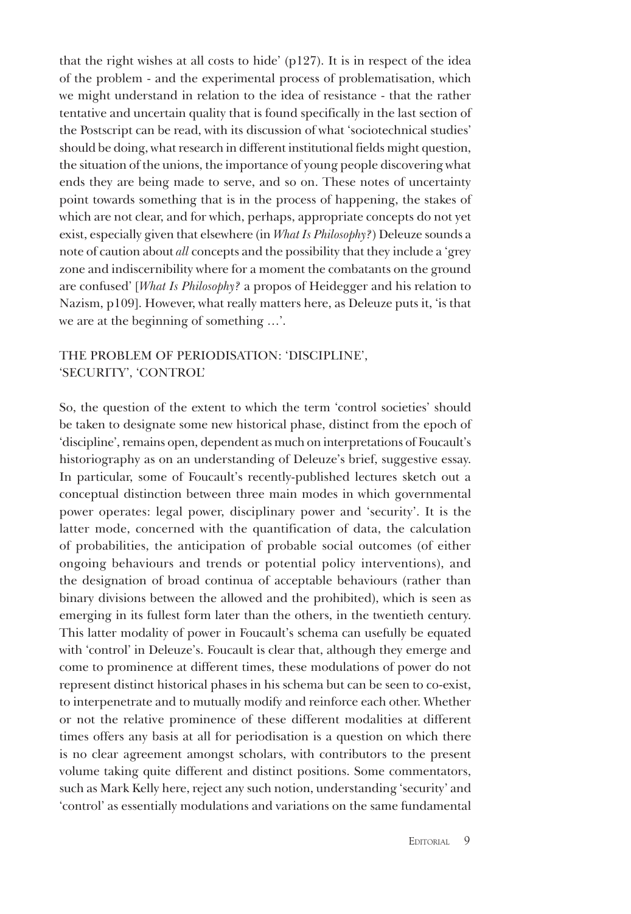that the right wishes at all costs to hide' (p127). It is in respect of the idea of the problem - and the experimental process of problematisation, which we might understand in relation to the idea of resistance - that the rather tentative and uncertain quality that is found specifically in the last section of the Postscript can be read, with its discussion of what 'sociotechnical studies' should be doing, what research in different institutional fields might question, the situation of the unions, the importance of young people discovering what ends they are being made to serve, and so on. These notes of uncertainty point towards something that is in the process of happening, the stakes of which are not clear, and for which, perhaps, appropriate concepts do not yet exist, especially given that elsewhere (in *What Is Philosophy?*) Deleuze sounds a note of caution about *all* concepts and the possibility that they include a 'grey zone and indiscernibility where for a moment the combatants on the ground are confused' [*What Is Philosophy?* a propos of Heidegger and his relation to Nazism, p109]. However, what really matters here, as Deleuze puts it, 'is that we are at the beginning of something …'.

## THE PROBLEM OF PERIODISATION: 'DISCIPLINE', 'SECURITY', 'CONTROL'

So, the question of the extent to which the term 'control societies' should be taken to designate some new historical phase, distinct from the epoch of 'discipline', remains open, dependent as much on interpretations of Foucault's historiography as on an understanding of Deleuze's brief, suggestive essay. In particular, some of Foucault's recently-published lectures sketch out a conceptual distinction between three main modes in which governmental power operates: legal power, disciplinary power and 'security'. It is the latter mode, concerned with the quantification of data, the calculation of probabilities, the anticipation of probable social outcomes (of either ongoing behaviours and trends or potential policy interventions), and the designation of broad continua of acceptable behaviours (rather than binary divisions between the allowed and the prohibited), which is seen as emerging in its fullest form later than the others, in the twentieth century. This latter modality of power in Foucault's schema can usefully be equated with 'control' in Deleuze's. Foucault is clear that, although they emerge and come to prominence at different times, these modulations of power do not represent distinct historical phases in his schema but can be seen to co-exist, to interpenetrate and to mutually modify and reinforce each other. Whether or not the relative prominence of these different modalities at different times offers any basis at all for periodisation is a question on which there is no clear agreement amongst scholars, with contributors to the present volume taking quite different and distinct positions. Some commentators, such as Mark Kelly here, reject any such notion, understanding 'security' and 'control' as essentially modulations and variations on the same fundamental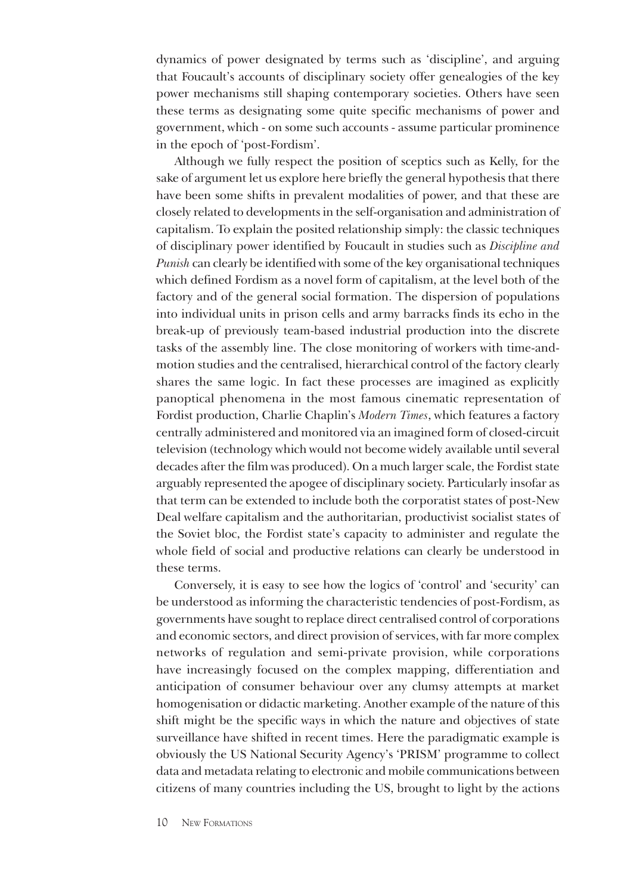dynamics of power designated by terms such as 'discipline', and arguing that Foucault's accounts of disciplinary society offer genealogies of the key power mechanisms still shaping contemporary societies. Others have seen these terms as designating some quite specific mechanisms of power and government, which - on some such accounts - assume particular prominence in the epoch of 'post-Fordism'.

Although we fully respect the position of sceptics such as Kelly, for the sake of argument let us explore here briefly the general hypothesis that there have been some shifts in prevalent modalities of power, and that these are closely related to developments in the self-organisation and administration of capitalism. To explain the posited relationship simply: the classic techniques of disciplinary power identified by Foucault in studies such as *Discipline and Punish* can clearly be identified with some of the key organisational techniques which defined Fordism as a novel form of capitalism, at the level both of the factory and of the general social formation. The dispersion of populations into individual units in prison cells and army barracks finds its echo in the break-up of previously team-based industrial production into the discrete tasks of the assembly line. The close monitoring of workers with time-and-motion studies and the centralised, hierarchical control of the factory clearly shares the same logic. In fact these processes are imagined as explicitly panoptical phenomena in the most famous cinematic representation of Fordist production, Charlie Chaplin's *Modern Times*, which features a factory centrally administered and monitored via an imagined form of closed-circuit television (technology which would not become widely available until several decades after the film was produced). On a much larger scale, the Fordist state arguably represented the apogee of disciplinary society. Particularly insofar as that term can be extended to include both the corporatist states of post-New Deal welfare capitalism and the authoritarian, productivist socialist states of the Soviet bloc, the Fordist state's capacity to administer and regulate the whole field of social and productive relations can clearly be understood in these terms.

Conversely, it is easy to see how the logics of 'control' and 'security' can be understood as informing the characteristic tendencies of post-Fordism, as governments have sought to replace direct centralised control of corporations and economic sectors, and direct provision of services, with far more complex networks of regulation and semi-private provision, while corporations have increasingly focused on the complex mapping, differentiation and anticipation of consumer behaviour over any clumsy attempts at market homogenisation or didactic marketing. Another example of the nature of this shift might be the specific ways in which the nature and objectives of state surveillance have shifted in recent times. Here the paradigmatic example is obviously the US National Security Agency's 'PRISM' programme to collect data and metadata relating to electronic and mobile communications between citizens of many countries including the US, brought to light by the actions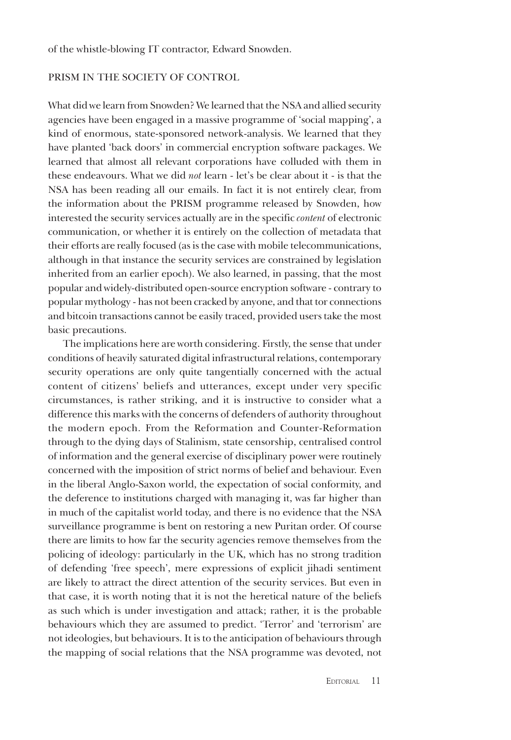of the whistle-blowing IT contractor, Edward Snowden.

## PRISM IN THE SOCIETY OF CONTROL

What did we learn from Snowden? We learned that the NSA and allied security agencies have been engaged in a massive programme of 'social mapping', a kind of enormous, state-sponsored network-analysis. We learned that they have planted 'back doors' in commercial encryption software packages. We learned that almost all relevant corporations have colluded with them in these endeavours. What we did *not* learn - let's be clear about it - is that the NSA has been reading all our emails. In fact it is not entirely clear, from the information about the PRISM programme released by Snowden, how interested the security services actually are in the specific *content* of electronic communication, or whether it is entirely on the collection of metadata that their efforts are really focused (as is the case with mobile telecommunications, although in that instance the security services are constrained by legislation inherited from an earlier epoch). We also learned, in passing, that the most popular and widely-distributed open-source encryption software - contrary to popular mythology - has not been cracked by anyone, and that tor connections and bitcoin transactions cannot be easily traced, provided users take the most basic precautions.

The implications here are worth considering. Firstly, the sense that under conditions of heavily saturated digital infrastructural relations, contemporary security operations are only quite tangentially concerned with the actual content of citizens' beliefs and utterances, except under very specific circumstances, is rather striking, and it is instructive to consider what a difference this marks with the concerns of defenders of authority throughout the modern epoch. From the Reformation and Counter-Reformation through to the dying days of Stalinism, state censorship, centralised control of information and the general exercise of disciplinary power were routinely concerned with the imposition of strict norms of belief and behaviour. Even in the liberal Anglo-Saxon world, the expectation of social conformity, and the deference to institutions charged with managing it, was far higher than in much of the capitalist world today, and there is no evidence that the NSA surveillance programme is bent on restoring a new Puritan order. Of course there are limits to how far the security agencies remove themselves from the policing of ideology: particularly in the UK, which has no strong tradition of defending 'free speech', mere expressions of explicit jihadi sentiment are likely to attract the direct attention of the security services. But even in that case, it is worth noting that it is not the heretical nature of the beliefs as such which is under investigation and attack; rather, it is the probable behaviours which they are assumed to predict. 'Terror' and 'terrorism' are not ideologies, but behaviours. It is to the anticipation of behaviours through the mapping of social relations that the NSA programme was devoted, not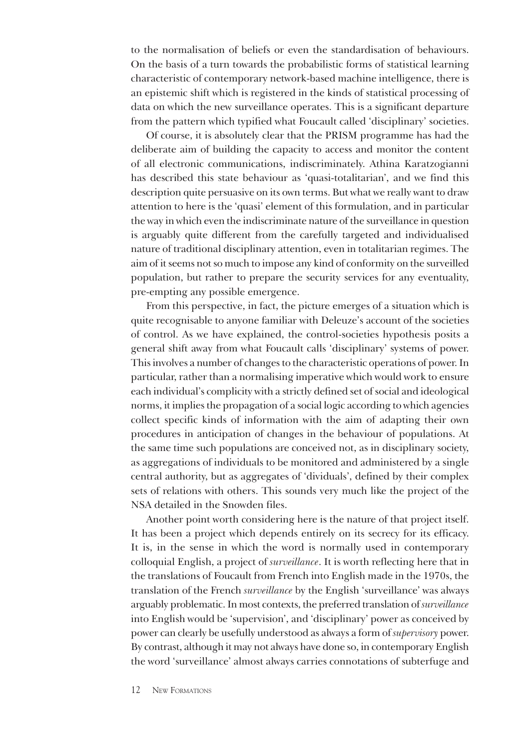to the normalisation of beliefs or even the standardisation of behaviours. On the basis of a turn towards the probabilistic forms of statistical learning characteristic of contemporary network-based machine intelligence, there is an epistemic shift which is registered in the kinds of statistical processing of data on which the new surveillance operates. This is a significant departure from the pattern which typified what Foucault called 'disciplinary' societies.

Of course, it is absolutely clear that the PRISM programme has had the deliberate aim of building the capacity to access and monitor the content of all electronic communications, indiscriminately. Athina Karatzogianni has described this state behaviour as 'quasi-totalitarian', and we find this description quite persuasive on its own terms. But what we really want to draw attention to here is the 'quasi' element of this formulation, and in particular the way in which even the indiscriminate nature of the surveillance in question is arguably quite different from the carefully targeted and individualised nature of traditional disciplinary attention, even in totalitarian regimes. The aim of it seems not so much to impose any kind of conformity on the surveilled population, but rather to prepare the security services for any eventuality, pre-empting any possible emergence.

From this perspective, in fact, the picture emerges of a situation which is quite recognisable to anyone familiar with Deleuze's account of the societies of control. As we have explained, the control-societies hypothesis posits a general shift away from what Foucault calls 'disciplinary' systems of power. This involves a number of changes to the characteristic operations of power. In particular, rather than a normalising imperative which would work to ensure each individual's complicity with a strictly defined set of social and ideological norms, it implies the propagation of a social logic according to which agencies collect specific kinds of information with the aim of adapting their own procedures in anticipation of changes in the behaviour of populations. At the same time such populations are conceived not, as in disciplinary society, as aggregations of individuals to be monitored and administered by a single central authority, but as aggregates of 'dividuals', defined by their complex sets of relations with others. This sounds very much like the project of the NSA detailed in the Snowden files.

Another point worth considering here is the nature of that project itself. It has been a project which depends entirely on its secrecy for its efficacy. It is, in the sense in which the word is normally used in contemporary colloquial English, a project of *surveillance*. It is worth reflecting here that in the translations of Foucault from French into English made in the 1970s, the translation of the French *surveillance* by the English 'surveillance' was always arguably problematic. In most contexts, the preferred translation of *surveillance* into English would be 'supervision', and 'disciplinary' power as conceived by power can clearly be usefully understood as always a form of *supervisory* power. By contrast, although it may not always have done so, in contemporary English the word 'surveillance' almost always carries connotations of subterfuge and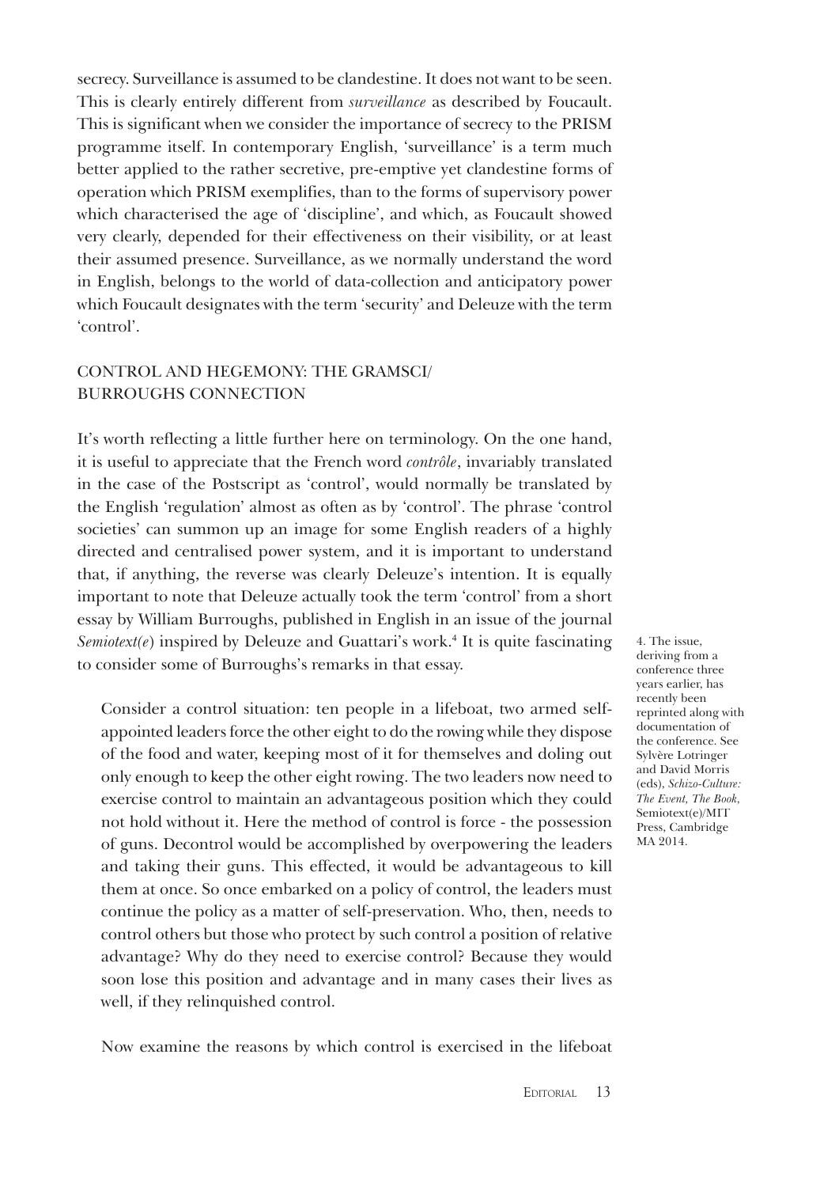secrecy. Surveillance is assumed to be clandestine. It does not want to be seen. This is clearly entirely different from *surveillance* as described by Foucault. This is significant when we consider the importance of secrecy to the PRISM programme itself. In contemporary English, 'surveillance' is a term much better applied to the rather secretive, pre-emptive yet clandestine forms of operation which PRISM exemplifies, than to the forms of supervisory power which characterised the age of 'discipline', and which, as Foucault showed very clearly, depended for their effectiveness on their visibility, or at least their assumed presence. Surveillance, as we normally understand the word in English, belongs to the world of data-collection and anticipatory power which Foucault designates with the term 'security' and Deleuze with the term 'control'.

## CONTROL AND HEGEMONY: THE GRAMSCI/BURROUGHS CONNECTION

It's worth reflecting a little further here on terminology. On the one hand, it is useful to appreciate that the French word *contrôle*, invariably translated in the case of the Postscript as 'control', would normally be translated by the English 'regulation' almost as often as by 'control'. The phrase 'control societies' can summon up an image for some English readers of a highly directed and centralised power system, and it is important to understand that, if anything, the reverse was clearly Deleuze's intention. It is equally important to note that Deleuze actually took the term 'control' from a short essay by William Burroughs, published in English in an issue of the journal *Semiotext(e)* inspired by Deleuze and Guattari's work.[4] It is quite fascinating to consider some of Burroughs's remarks in that essay.

> Consider a control situation: ten people in a lifeboat, two armed self-appointed leaders force the other eight to do the rowing while they dispose of the food and water, keeping most of it for themselves and doling out only enough to keep the other eight rowing. The two leaders now need to exercise control to maintain an advantageous position which they could not hold without it. Here the method of control is force - the possession of guns. Decontrol would be accomplished by overpowering the leaders and taking their guns. This effected, it would be advantageous to kill them at once. So once embarked on a policy of control, the leaders must continue the policy as a matter of self-preservation. Who, then, needs to control others but those who protect by such control a position of relative advantage? Why do they need to exercise control? Because they would soon lose this position and advantage and in many cases their lives as well, if they relinquished control.

Now examine the reasons by which control is exercised in the lifeboat

4. The issue, deriving from a conference three years earlier, has recently been reprinted along with documentation of the conference. See Sylvère Lotringer and David Morris (eds), *Schizo-Culture: The Event, The Book*, Semiotext(e)/MIT Press, Cambridge MA 2014.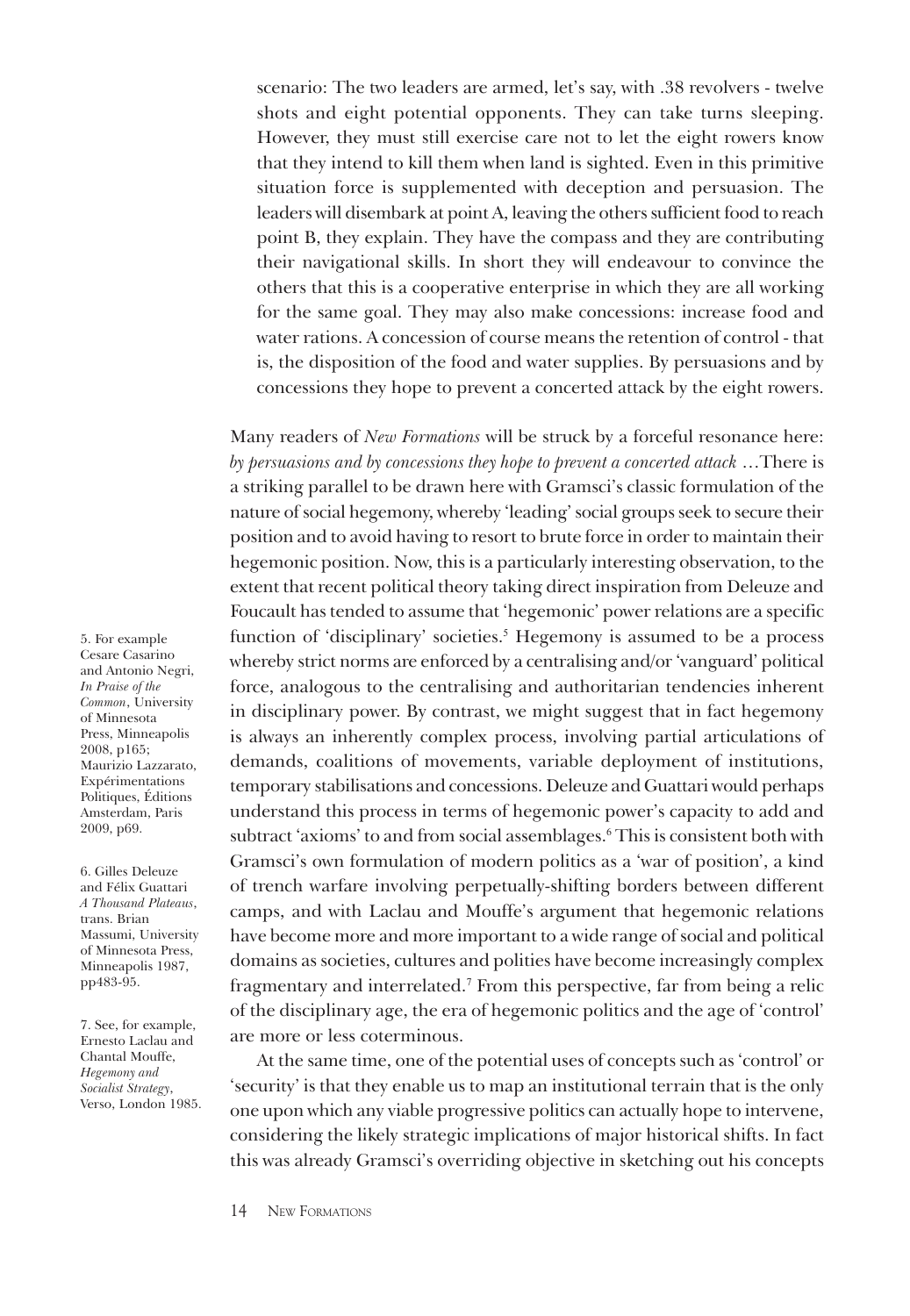> scenario: The two leaders are armed, let's say, with .38 revolvers - twelve shots and eight potential opponents. They can take turns sleeping. However, they must still exercise care not to let the eight rowers know that they intend to kill them when land is sighted. Even in this primitive situation force is supplemented with deception and persuasion. The leaders will disembark at point A, leaving the others sufficient food to reach point B, they explain. They have the compass and they are contributing their navigational skills. In short they will endeavour to convince the others that this is a cooperative enterprise in which they are all working for the same goal. They may also make concessions: increase food and water rations. A concession of course means the retention of control - that is, the disposition of the food and water supplies. By persuasions and by concessions they hope to prevent a concerted attack by the eight rowers.

Many readers of *New Formations* will be struck by a forceful resonance here: *by persuasions and by concessions they hope to prevent a concerted attack* …There is a striking parallel to be drawn here with Gramsci's classic formulation of the nature of social hegemony, whereby 'leading' social groups seek to secure their position and to avoid having to resort to brute force in order to maintain their hegemonic position. Now, this is a particularly interesting observation, to the extent that recent political theory taking direct inspiration from Deleuze and Foucault has tended to assume that 'hegemonic' power relations are a specific function of 'disciplinary' societies.[5] Hegemony is assumed to be a process whereby strict norms are enforced by a centralising and/or 'vanguard' political force, analogous to the centralising and authoritarian tendencies inherent in disciplinary power. By contrast, we might suggest that in fact hegemony is always an inherently complex process, involving partial articulations of demands, coalitions of movements, variable deployment of institutions, temporary stabilisations and concessions. Deleuze and Guattari would perhaps understand this process in terms of hegemonic power's capacity to add and subtract 'axioms' to and from social assemblages.[6] This is consistent both with Gramsci's own formulation of modern politics as a 'war of position', a kind of trench warfare involving perpetually-shifting borders between different camps, and with Laclau and Mouffe's argument that hegemonic relations have become more and more important to a wide range of social and political domains as societies, cultures and polities have become increasingly complex fragmentary and interrelated.[7] From this perspective, far from being a relic of the disciplinary age, the era of hegemonic politics and the age of 'control' are more or less coterminous.

At the same time, one of the potential uses of concepts such as 'control' or 'security' is that they enable us to map an institutional terrain that is the only one upon which any viable progressive politics can actually hope to intervene, considering the likely strategic implications of major historical shifts. In fact this was already Gramsci's overriding objective in sketching out his concepts

5. For example Cesare Casarino and Antonio Negri, *In Praise of the Common*, University of Minnesota Press, Minneapolis 2008, p165; Maurizio Lazzarato, Expérimentations Politiques, Éditions Amsterdam, Paris 2009, p69.

6. Gilles Deleuze and Félix Guattari *A Thousand Plateaus*, trans. Brian Massumi, University of Minnesota Press, Minneapolis 1987, pp483-95.

7. See, for example, Ernesto Laclau and Chantal Mouffe, *Hegemony and Socialist Strategy*, Verso, London 1985.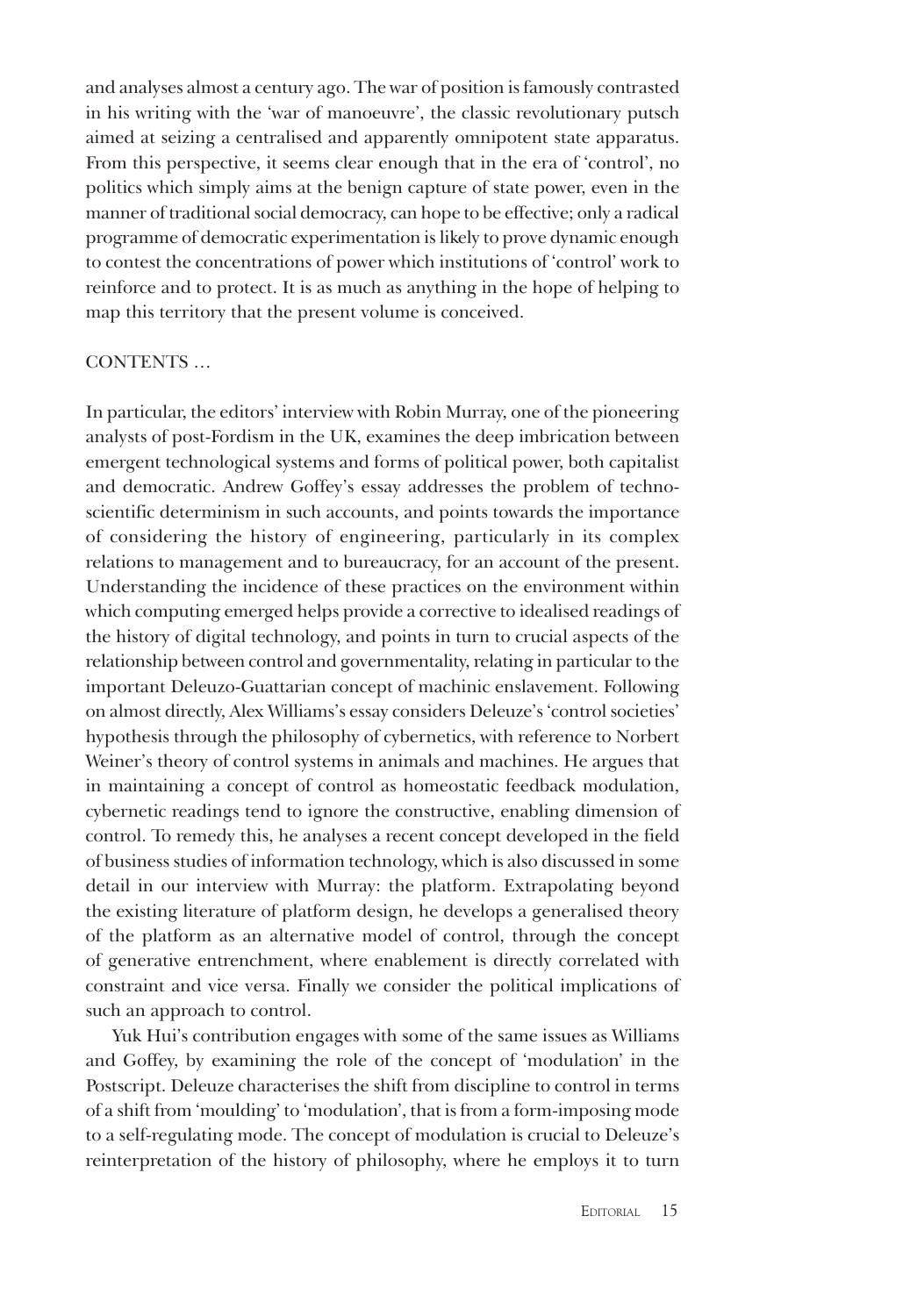and analyses almost a century ago. The war of position is famously contrasted in his writing with the 'war of manoeuvre', the classic revolutionary putsch aimed at seizing a centralised and apparently omnipotent state apparatus. From this perspective, it seems clear enough that in the era of 'control', no politics which simply aims at the benign capture of state power, even in the manner of traditional social democracy, can hope to be effective; only a radical programme of democratic experimentation is likely to prove dynamic enough to contest the concentrations of power which institutions of 'control' work to reinforce and to protect. It is as much as anything in the hope of helping to map this territory that the present volume is conceived.

CONTENTS …

In particular, the editors' interview with Robin Murray, one of the pioneering analysts of post-Fordism in the UK, examines the deep imbrication between emergent technological systems and forms of political power, both capitalist and democratic. Andrew Goffey's essay addresses the problem of techno-scientific determinism in such accounts, and points towards the importance of considering the history of engineering, particularly in its complex relations to management and to bureaucracy, for an account of the present. Understanding the incidence of these practices on the environment within which computing emerged helps provide a corrective to idealised readings of the history of digital technology, and points in turn to crucial aspects of the relationship between control and governmentality, relating in particular to the important Deleuzo-Guattarian concept of machinic enslavement. Following on almost directly, Alex Williams's essay considers Deleuze's 'control societies' hypothesis through the philosophy of cybernetics, with reference to Norbert Weiner's theory of control systems in animals and machines. He argues that in maintaining a concept of control as homeostatic feedback modulation, cybernetic readings tend to ignore the constructive, enabling dimension of control. To remedy this, he analyses a recent concept developed in the field of business studies of information technology, which is also discussed in some detail in our interview with Murray: the platform. Extrapolating beyond the existing literature of platform design, he develops a generalised theory of the platform as an alternative model of control, through the concept of generative entrenchment, where enablement is directly correlated with constraint and vice versa. Finally we consider the political implications of such an approach to control.

Yuk Hui's contribution engages with some of the same issues as Williams and Goffey, by examining the role of the concept of 'modulation' in the Postscript. Deleuze characterises the shift from discipline to control in terms of a shift from 'moulding' to 'modulation', that is from a form-imposing mode to a self-regulating mode. The concept of modulation is crucial to Deleuze's reinterpretation of the history of philosophy, where he employs it to turn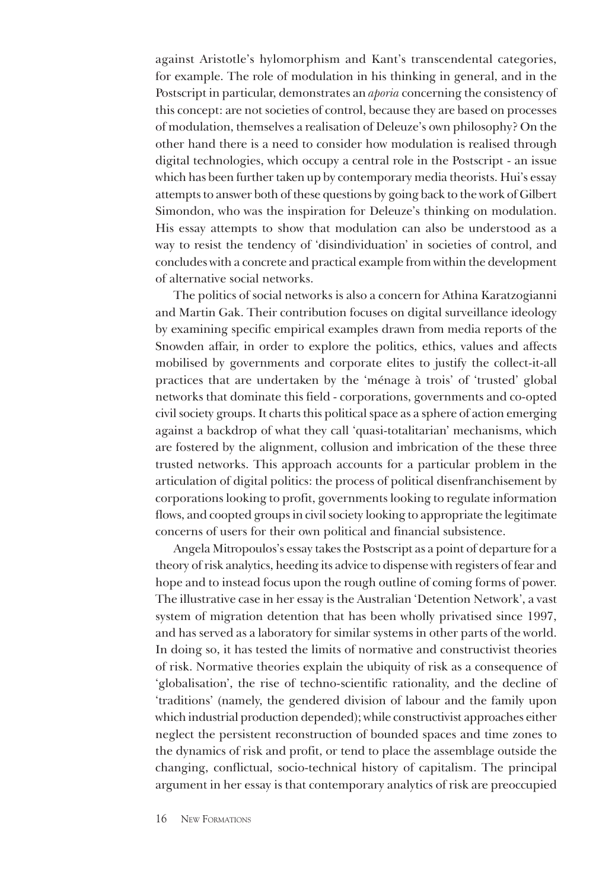against Aristotle's hylomorphism and Kant's transcendental categories, for example. The role of modulation in his thinking in general, and in the Postscript in particular, demonstrates an *aporia* concerning the consistency of this concept: are not societies of control, because they are based on processes of modulation, themselves a realisation of Deleuze's own philosophy? On the other hand there is a need to consider how modulation is realised through digital technologies, which occupy a central role in the Postscript - an issue which has been further taken up by contemporary media theorists. Hui's essay attempts to answer both of these questions by going back to the work of Gilbert Simondon, who was the inspiration for Deleuze's thinking on modulation. His essay attempts to show that modulation can also be understood as a way to resist the tendency of 'disindividuation' in societies of control, and concludes with a concrete and practical example from within the development of alternative social networks.

The politics of social networks is also a concern for Athina Karatzogianni and Martin Gak. Their contribution focuses on digital surveillance ideology by examining specific empirical examples drawn from media reports of the Snowden affair, in order to explore the politics, ethics, values and affects mobilised by governments and corporate elites to justify the collect-it-all practices that are undertaken by the 'ménage à trois' of 'trusted' global networks that dominate this field - corporations, governments and co-opted civil society groups. It charts this political space as a sphere of action emerging against a backdrop of what they call 'quasi-totalitarian' mechanisms, which are fostered by the alignment, collusion and imbrication of the these three trusted networks. This approach accounts for a particular problem in the articulation of digital politics: the process of political disenfranchisement by corporations looking to profit, governments looking to regulate information flows, and coopted groups in civil society looking to appropriate the legitimate concerns of users for their own political and financial subsistence.

Angela Mitropoulos's essay takes the Postscript as a point of departure for a theory of risk analytics, heeding its advice to dispense with registers of fear and hope and to instead focus upon the rough outline of coming forms of power. The illustrative case in her essay is the Australian 'Detention Network', a vast system of migration detention that has been wholly privatised since 1997, and has served as a laboratory for similar systems in other parts of the world. In doing so, it has tested the limits of normative and constructivist theories of risk. Normative theories explain the ubiquity of risk as a consequence of 'globalisation', the rise of techno-scientific rationality, and the decline of 'traditions' (namely, the gendered division of labour and the family upon which industrial production depended); while constructivist approaches either neglect the persistent reconstruction of bounded spaces and time zones to the dynamics of risk and profit, or tend to place the assemblage outside the changing, conflictual, socio-technical history of capitalism. The principal argument in her essay is that contemporary analytics of risk are preoccupied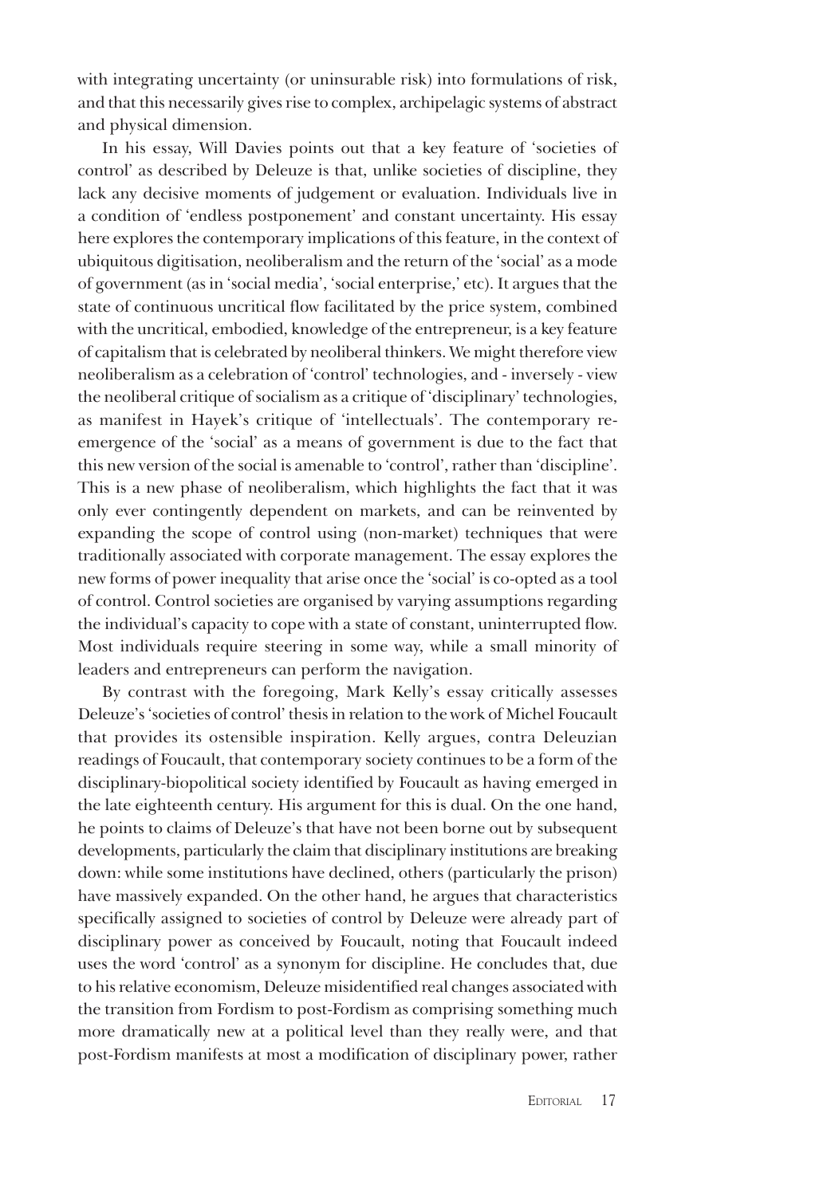with integrating uncertainty (or uninsurable risk) into formulations of risk, and that this necessarily gives rise to complex, archipelagic systems of abstract and physical dimension.

In his essay, Will Davies points out that a key feature of 'societies of control' as described by Deleuze is that, unlike societies of discipline, they lack any decisive moments of judgement or evaluation. Individuals live in a condition of 'endless postponement' and constant uncertainty. His essay here explores the contemporary implications of this feature, in the context of ubiquitous digitisation, neoliberalism and the return of the 'social' as a mode of government (as in 'social media', 'social enterprise,' etc). It argues that the state of continuous uncritical flow facilitated by the price system, combined with the uncritical, embodied, knowledge of the entrepreneur, is a key feature of capitalism that is celebrated by neoliberal thinkers. We might therefore view neoliberalism as a celebration of 'control' technologies, and - inversely - view the neoliberal critique of socialism as a critique of 'disciplinary' technologies, as manifest in Hayek's critique of 'intellectuals'. The contemporary re-emergence of the 'social' as a means of government is due to the fact that this new version of the social is amenable to 'control', rather than 'discipline'. This is a new phase of neoliberalism, which highlights the fact that it was only ever contingently dependent on markets, and can be reinvented by expanding the scope of control using (non-market) techniques that were traditionally associated with corporate management. The essay explores the new forms of power inequality that arise once the 'social' is co-opted as a tool of control. Control societies are organised by varying assumptions regarding the individual's capacity to cope with a state of constant, uninterrupted flow. Most individuals require steering in some way, while a small minority of leaders and entrepreneurs can perform the navigation.

By contrast with the foregoing, Mark Kelly's essay critically assesses Deleuze's 'societies of control' thesis in relation to the work of Michel Foucault that provides its ostensible inspiration. Kelly argues, contra Deleuzian readings of Foucault, that contemporary society continues to be a form of the disciplinary-biopolitical society identified by Foucault as having emerged in the late eighteenth century. His argument for this is dual. On the one hand, he points to claims of Deleuze's that have not been borne out by subsequent developments, particularly the claim that disciplinary institutions are breaking down: while some institutions have declined, others (particularly the prison) have massively expanded. On the other hand, he argues that characteristics specifically assigned to societies of control by Deleuze were already part of disciplinary power as conceived by Foucault, noting that Foucault indeed uses the word 'control' as a synonym for discipline. He concludes that, due to his relative economism, Deleuze misidentified real changes associated with the transition from Fordism to post-Fordism as comprising something much more dramatically new at a political level than they really were, and that post-Fordism manifests at most a modification of disciplinary power, rather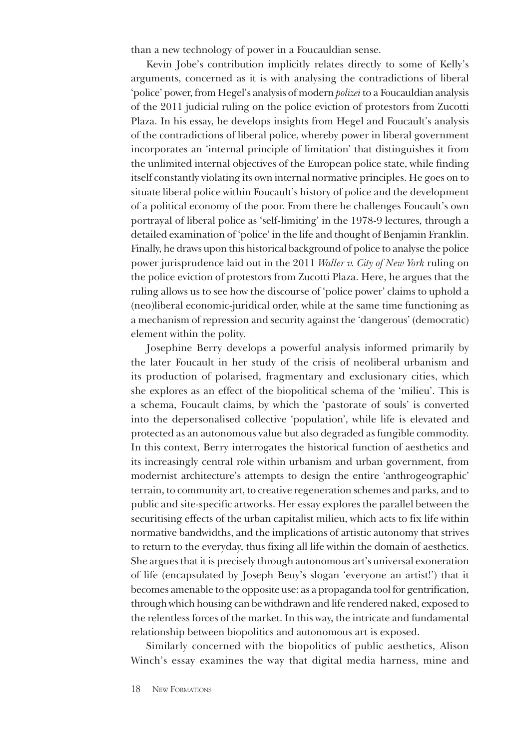than a new technology of power in a Foucauldian sense.

Kevin Jobe's contribution implicitly relates directly to some of Kelly's arguments, concerned as it is with analysing the contradictions of liberal 'police' power, from Hegel's analysis of modern *polizei* to a Foucauldian analysis of the 2011 judicial ruling on the police eviction of protestors from Zucotti Plaza. In his essay, he develops insights from Hegel and Foucault's analysis of the contradictions of liberal police, whereby power in liberal government incorporates an 'internal principle of limitation' that distinguishes it from the unlimited internal objectives of the European police state, while finding itself constantly violating its own internal normative principles. He goes on to situate liberal police within Foucault's history of police and the development of a political economy of the poor. From there he challenges Foucault's own portrayal of liberal police as 'self-limiting' in the 1978-9 lectures, through a detailed examination of 'police' in the life and thought of Benjamin Franklin. Finally, he draws upon this historical background of police to analyse the police power jurisprudence laid out in the 2011 *Waller v. City of New York* ruling on the police eviction of protestors from Zucotti Plaza. Here, he argues that the ruling allows us to see how the discourse of 'police power' claims to uphold a (neo)liberal economic-juridical order, while at the same time functioning as a mechanism of repression and security against the 'dangerous' (democratic) element within the polity.

Josephine Berry develops a powerful analysis informed primarily by the later Foucault in her study of the crisis of neoliberal urbanism and its production of polarised, fragmentary and exclusionary cities, which she explores as an effect of the biopolitical schema of the 'milieu'. This is a schema, Foucault claims, by which the 'pastorate of souls' is converted into the depersonalised collective 'population', while life is elevated and protected as an autonomous value but also degraded as fungible commodity. In this context, Berry interrogates the historical function of aesthetics and its increasingly central role within urbanism and urban government, from modernist architecture's attempts to design the entire 'anthrogeographic' terrain, to community art, to creative regeneration schemes and parks, and to public and site-specific artworks. Her essay explores the parallel between the securitising effects of the urban capitalist milieu, which acts to fix life within normative bandwidths, and the implications of artistic autonomy that strives to return to the everyday, thus fixing all life within the domain of aesthetics. She argues that it is precisely through autonomous art's universal exoneration of life (encapsulated by Joseph Beuy's slogan 'everyone an artist!') that it becomes amenable to the opposite use: as a propaganda tool for gentrification, through which housing can be withdrawn and life rendered naked, exposed to the relentless forces of the market. In this way, the intricate and fundamental relationship between biopolitics and autonomous art is exposed.

Similarly concerned with the biopolitics of public aesthetics, Alison Winch's essay examines the way that digital media harness, mine and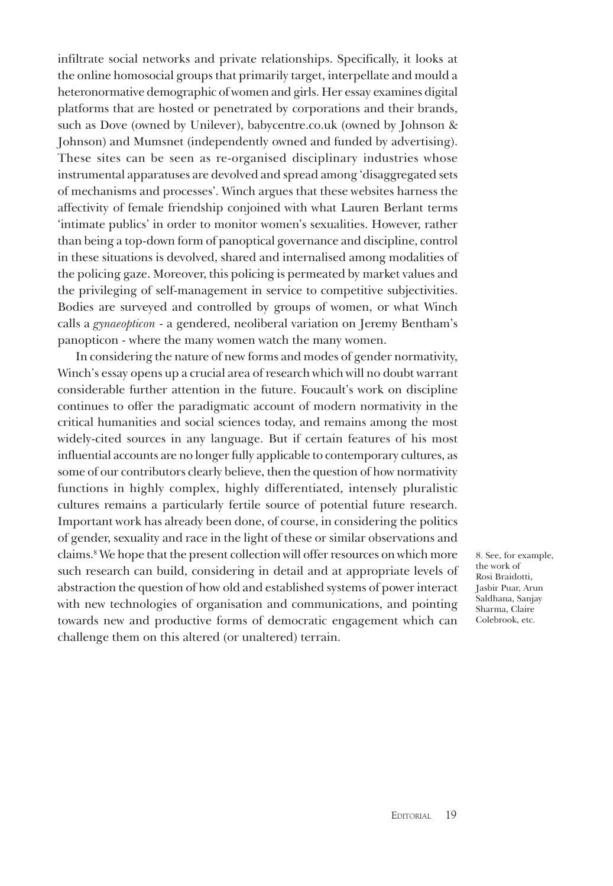infiltrate social networks and private relationships. Specifically, it looks at the online homosocial groups that primarily target, interpellate and mould a heteronormative demographic of women and girls. Her essay examines digital platforms that are hosted or penetrated by corporations and their brands, such as Dove (owned by Unilever), babycentre.co.uk (owned by Johnson & Johnson) and Mumsnet (independently owned and funded by advertising). These sites can be seen as re-organised disciplinary industries whose instrumental apparatuses are devolved and spread among 'disaggregated sets of mechanisms and processes'. Winch argues that these websites harness the affectivity of female friendship conjoined with what Lauren Berlant terms 'intimate publics' in order to monitor women's sexualities. However, rather than being a top-down form of panoptical governance and discipline, control in these situations is devolved, shared and internalised among modalities of the policing gaze. Moreover, this policing is permeated by market values and the privileging of self-management in service to competitive subjectivities. Bodies are surveyed and controlled by groups of women, or what Winch calls a *gynaeopticon* - a gendered, neoliberal variation on Jeremy Bentham's panopticon - where the many women watch the many women.

In considering the nature of new forms and modes of gender normativity, Winch's essay opens up a crucial area of research which will no doubt warrant considerable further attention in the future. Foucault's work on discipline continues to offer the paradigmatic account of modern normativity in the critical humanities and social sciences today, and remains among the most widely-cited sources in any language. But if certain features of his most influential accounts are no longer fully applicable to contemporary cultures, as some of our contributors clearly believe, then the question of how normativity functions in highly complex, highly differentiated, intensely pluralistic cultures remains a particularly fertile source of potential future research. Important work has already been done, of course, in considering the politics of gender, sexuality and race in the light of these or similar observations and claims.[8] We hope that the present collection will offer resources on which more such research can build, considering in detail and at appropriate levels of abstraction the question of how old and established systems of power interact with new technologies of organisation and communications, and pointing towards new and productive forms of democratic engagement which can challenge them on this altered (or unaltered) terrain.

8. See, for example, the work of Rosi Braidotti, Jasbir Puar, Arun Saldhana, Sanjay Sharma, Claire Colebrook, etc.